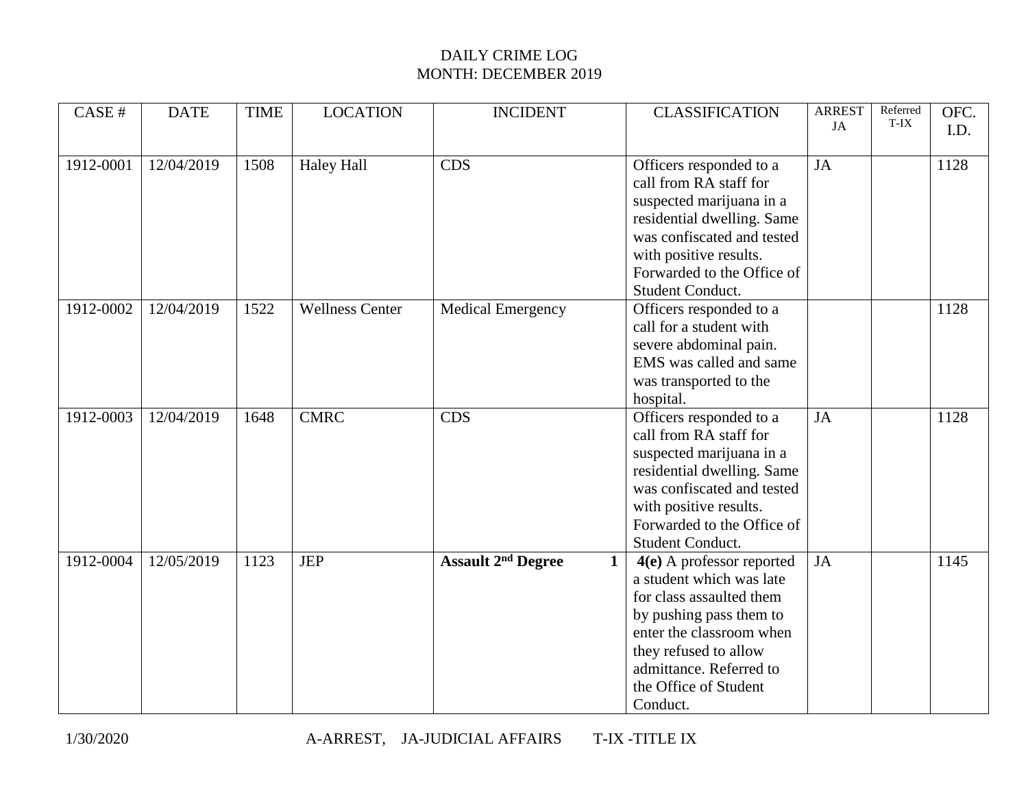DAILY CRIME LOG
MONTH: DECEMBER 2019

| CASE # | DATE | TIME | LOCATION | INCIDENT | CLASSIFICATION | ARREST JA | Referred T-IX | OFC. I.D. |
|---|---|---|---|---|---|---|---|---|
| 1912-0001 | 12/04/2019 | 1508 | Haley Hall | CDS | Officers responded to a call from RA staff for suspected marijuana in a residential dwelling. Same was confiscated and tested with positive results. Forwarded to the Office of Student Conduct. | JA | | 1128 |
| 1912-0002 | 12/04/2019 | 1522 | Wellness Center | Medical Emergency | Officers responded to a call for a student with severe abdominal pain. EMS was called and same was transported to the hospital. | | | 1128 |
| 1912-0003 | 12/04/2019 | 1648 | CMRC | CDS | Officers responded to a call from RA staff for suspected marijuana in a residential dwelling. Same was confiscated and tested with positive results. Forwarded to the Office of Student Conduct. | JA | | 1128 |
| 1912-0004 | 12/05/2019 | 1123 | JEP | **Assault 2nd Degree 1** | **4(e)** A professor reported a student which was late for class assaulted them by pushing pass them to enter the classroom when they refused to allow admittance. Referred to the Office of Student Conduct. | JA | | 1145 |

1/30/2020 A-ARREST, JA-JUDICIAL AFFAIRS T-IX -TITLE IX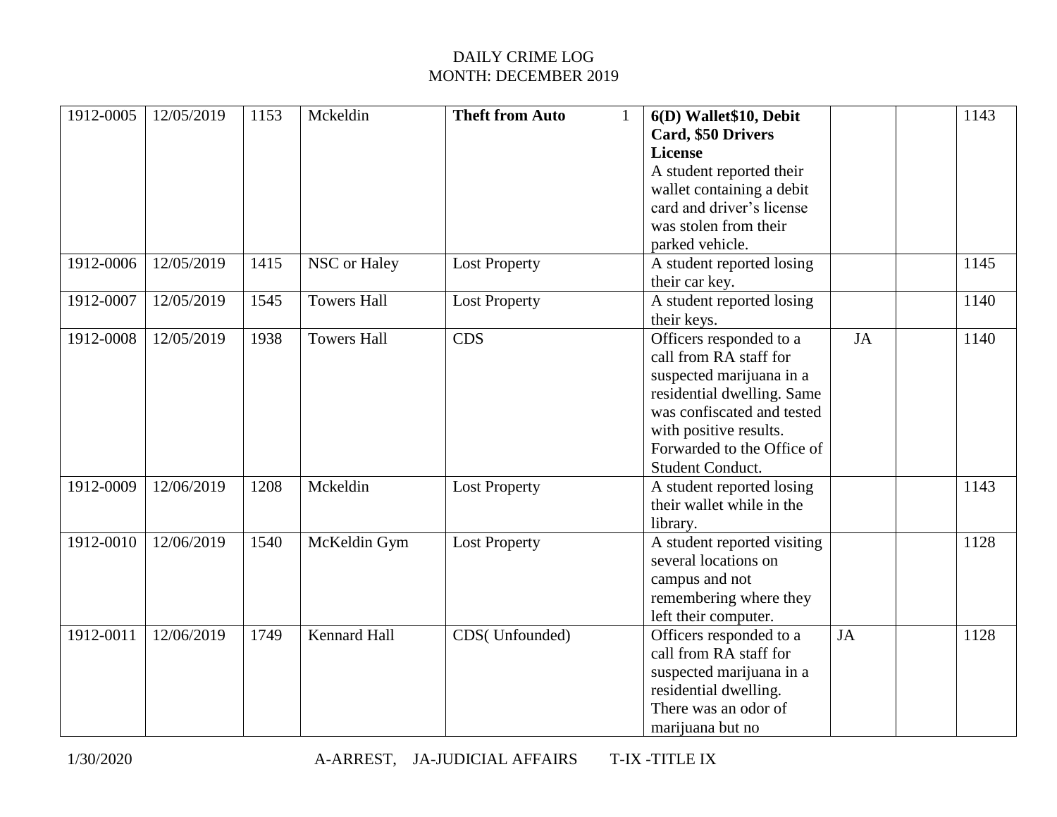DAILY CRIME LOG
MONTH: DECEMBER 2019

| | | | | | | | | |
|---|---|---|---|---|---|---|---|---|
| 1912-0005 | 12/05/2019 | 1153 | Mckeldin | **Theft from Auto** 1 | **6(D) Wallet$10, Debit Card, $50 Drivers License** A student reported their wallet containing a debit card and driver's license was stolen from their parked vehicle. | | | 1143 |
| 1912-0006 | 12/05/2019 | 1415 | NSC or Haley | Lost Property | A student reported losing their car key. | | | 1145 |
| 1912-0007 | 12/05/2019 | 1545 | Towers Hall | Lost Property | A student reported losing their keys. | | | 1140 |
| 1912-0008 | 12/05/2019 | 1938 | Towers Hall | CDS | Officers responded to a call from RA staff for suspected marijuana in a residential dwelling. Same was confiscated and tested with positive results. Forwarded to the Office of Student Conduct. | JA | | 1140 |
| 1912-0009 | 12/06/2019 | 1208 | Mckeldin | Lost Property | A student reported losing their wallet while in the library. | | | 1143 |
| 1912-0010 | 12/06/2019 | 1540 | McKeldin Gym | Lost Property | A student reported visiting several locations on campus and not remembering where they left their computer. | | | 1128 |
| 1912-0011 | 12/06/2019 | 1749 | Kennard Hall | CDS( Unfounded) | Officers responded to a call from RA staff for suspected marijuana in a residential dwelling. There was an odor of marijuana but no | JA | | 1128 |

1/30/2020 A-ARREST, JA-JUDICIAL AFFAIRS T-IX -TITLE IX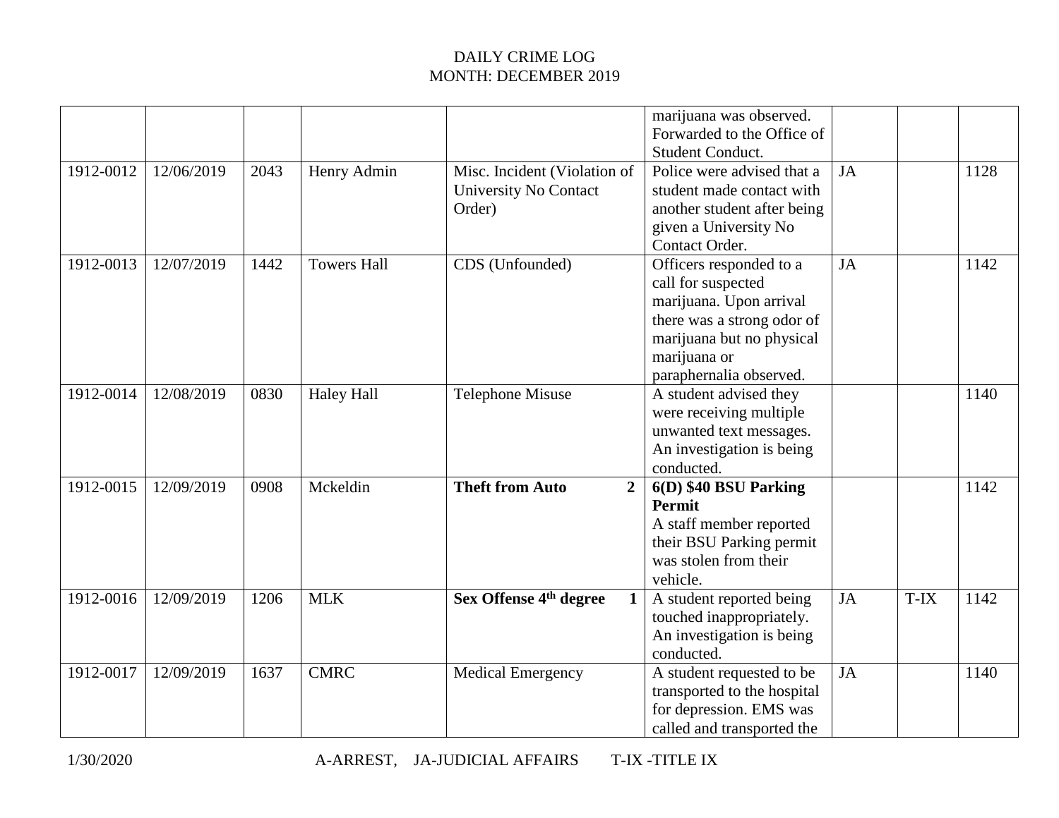DAILY CRIME LOG
MONTH: DECEMBER 2019

| | | | | | | | | |
|---|---|---|---|---|---|---|---|---|
| | | | | | marijuana was observed. Forwarded to the Office of Student Conduct. | | | |
| 1912-0012 | 12/06/2019 | 2043 | Henry Admin | Misc. Incident (Violation of University No Contact Order) | Police were advised that a student made contact with another student after being given a University No Contact Order. | JA | | 1128 |
| 1912-0013 | 12/07/2019 | 1442 | Towers Hall | CDS (Unfounded) | Officers responded to a call for suspected marijuana. Upon arrival there was a strong odor of marijuana but no physical marijuana or paraphernalia observed. | JA | | 1142 |
| 1912-0014 | 12/08/2019 | 0830 | Haley Hall | Telephone Misuse | A student advised they were receiving multiple unwanted text messages. An investigation is being conducted. | | | 1140 |
| 1912-0015 | 12/09/2019 | 0908 | Mckeldin | **Theft from Auto 2** | **6(D) $40 BSU Parking Permit** A staff member reported their BSU Parking permit was stolen from their vehicle. | | | 1142 |
| 1912-0016 | 12/09/2019 | 1206 | MLK | **Sex Offense 4th degree 1** | A student reported being touched inappropriately. An investigation is being conducted. | JA | T-IX | 1142 |
| 1912-0017 | 12/09/2019 | 1637 | CMRC | Medical Emergency | A student requested to be transported to the hospital for depression. EMS was called and transported the | JA | | 1140 |

1/30/2020 A-ARREST, JA-JUDICIAL AFFAIRS T-IX -TITLE IX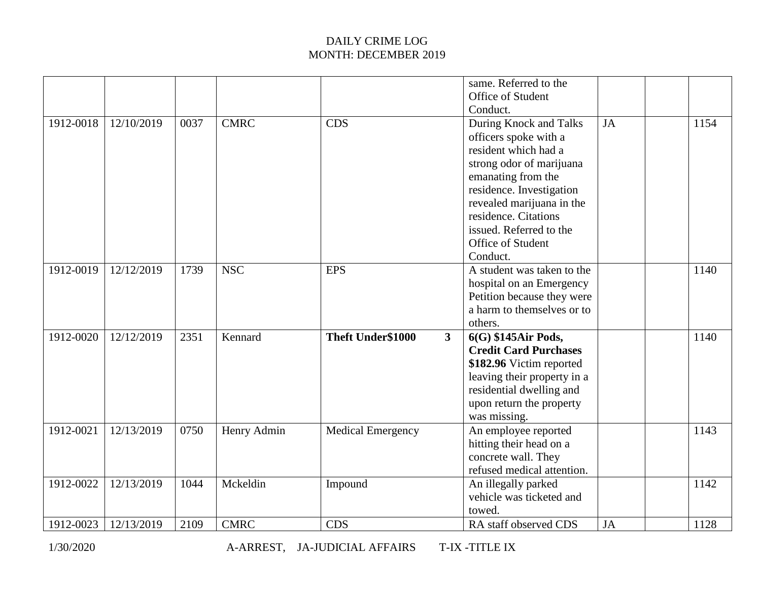DAILY CRIME LOG
MONTH: DECEMBER 2019

| | | | | | | | | |
|---|---|---|---|---|---|---|---|---|
| | | | | | same. Referred to the Office of Student Conduct. | | | |
| 1912-0018 | 12/10/2019 | 0037 | CMRC | CDS | During Knock and Talks officers spoke with a resident which had a strong odor of marijuana emanating from the residence. Investigation revealed marijuana in the residence. Citations issued. Referred to the Office of Student Conduct. | JA | | 1154 |
| 1912-0019 | 12/12/2019 | 1739 | NSC | EPS | A student was taken to the hospital on an Emergency Petition because they were a harm to themselves or to others. | | | 1140 |
| 1912-0020 | 12/12/2019 | 2351 | Kennard | **Theft Under$1000 3** | **6(G) $145Air Pods, Credit Card Purchases $182.96** Victim reported leaving their property in a residential dwelling and upon return the property was missing. | | | 1140 |
| 1912-0021 | 12/13/2019 | 0750 | Henry Admin | Medical Emergency | An employee reported hitting their head on a concrete wall. They refused medical attention. | | | 1143 |
| 1912-0022 | 12/13/2019 | 1044 | Mckeldin | Impound | An illegally parked vehicle was ticketed and towed. | | | 1142 |
| 1912-0023 | 12/13/2019 | 2109 | CMRC | CDS | RA staff observed CDS | JA | | 1128 |

1/30/2020 A-ARREST, JA-JUDICIAL AFFAIRS T-IX -TITLE IX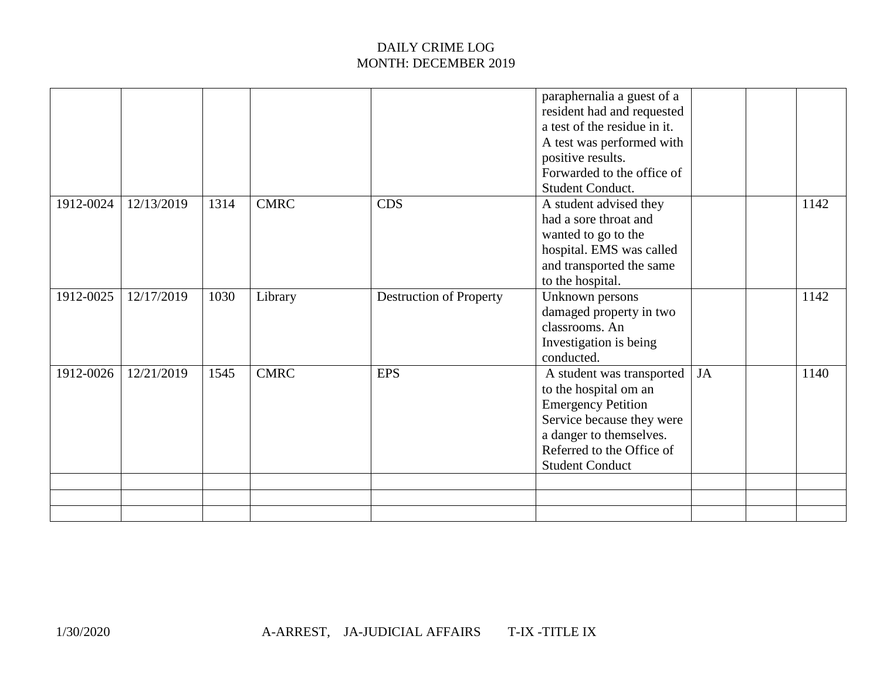DAILY CRIME LOG
MONTH: DECEMBER 2019

| | | | | | | | | |
|---|---|---|---|---|---|---|---|---|
| | | | | | paraphernalia a guest of a resident had and requested a test of the residue in it. A test was performed with positive results. Forwarded to the office of Student Conduct. | | | |
| 1912-0024 | 12/13/2019 | 1314 | CMRC | CDS | A student advised they had a sore throat and wanted to go to the hospital. EMS was called and transported the same to the hospital. | | | 1142 |
| 1912-0025 | 12/17/2019 | 1030 | Library | Destruction of Property | Unknown persons damaged property in two classrooms. An Investigation is being conducted. | | | 1142 |
| 1912-0026 | 12/21/2019 | 1545 | CMRC | EPS | A student was transported to the hospital om an Emergency Petition Service because they were a danger to themselves. Referred to the Office of Student Conduct | JA | | 1140 |
| | | | | | | | | |
| | | | | | | | | |
| | | | | | | | | |

1/30/2020 A-ARREST, JA-JUDICIAL AFFAIRS T-IX -TITLE IX